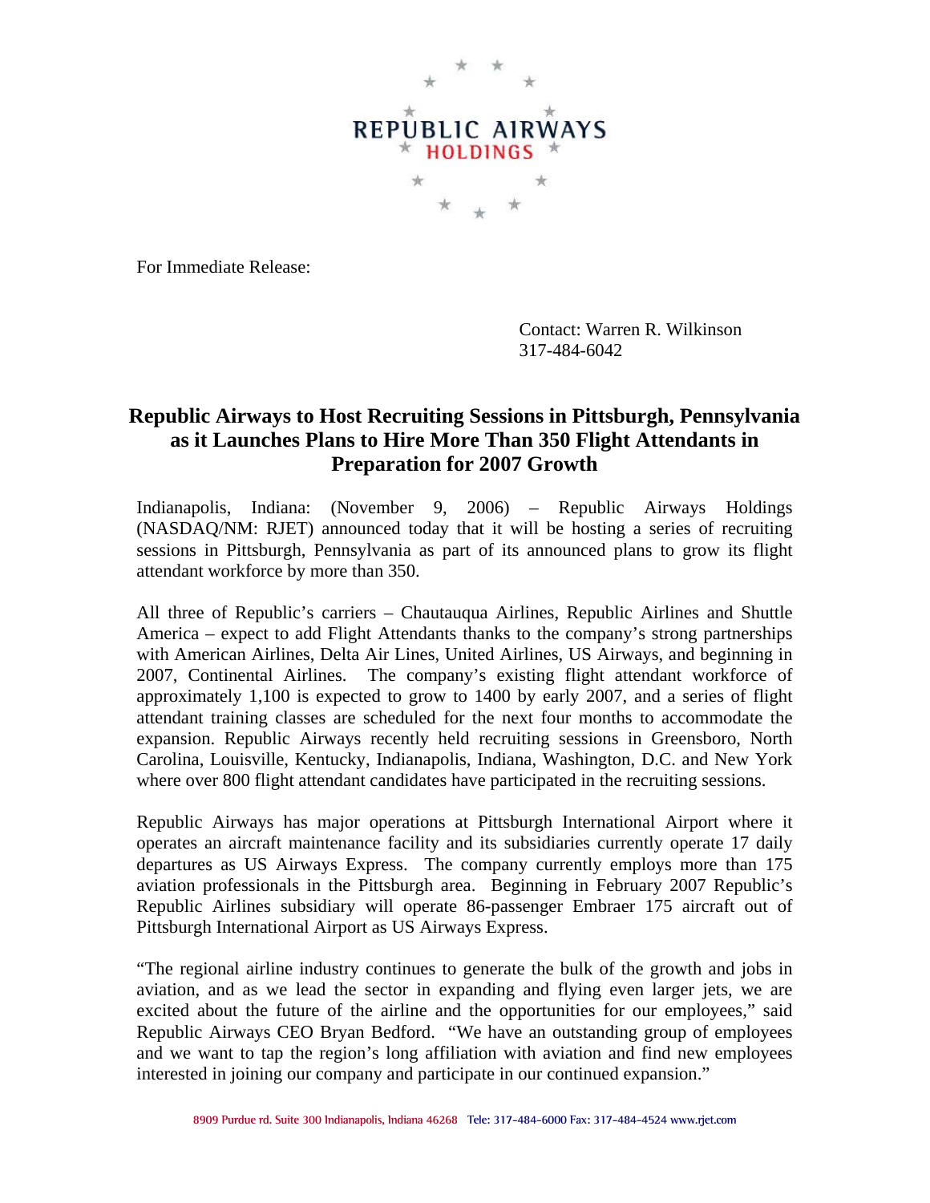REPUBLIC AIRWAYS
HOLDINGS

For Immediate Release:

Contact: Warren R. Wilkinson
317-484-6042

# Republic Airways to Host Recruiting Sessions in Pittsburgh, Pennsylvania as it Launches Plans to Hire More Than 350 Flight Attendants in Preparation for 2007 Growth

Indianapolis, Indiana: (November 9, 2006) – Republic Airways Holdings (NASDAQ/NM: RJET) announced today that it will be hosting a series of recruiting sessions in Pittsburgh, Pennsylvania as part of its announced plans to grow its flight attendant workforce by more than 350.

All three of Republic's carriers – Chautauqua Airlines, Republic Airlines and Shuttle America – expect to add Flight Attendants thanks to the company's strong partnerships with American Airlines, Delta Air Lines, United Airlines, US Airways, and beginning in 2007, Continental Airlines. The company's existing flight attendant workforce of approximately 1,100 is expected to grow to 1400 by early 2007, and a series of flight attendant training classes are scheduled for the next four months to accommodate the expansion. Republic Airways recently held recruiting sessions in Greensboro, North Carolina, Louisville, Kentucky, Indianapolis, Indiana, Washington, D.C. and New York where over 800 flight attendant candidates have participated in the recruiting sessions.

Republic Airways has major operations at Pittsburgh International Airport where it operates an aircraft maintenance facility and its subsidiaries currently operate 17 daily departures as US Airways Express. The company currently employs more than 175 aviation professionals in the Pittsburgh area. Beginning in February 2007 Republic's Republic Airlines subsidiary will operate 86-passenger Embraer 175 aircraft out of Pittsburgh International Airport as US Airways Express.

"The regional airline industry continues to generate the bulk of the growth and jobs in aviation, and as we lead the sector in expanding and flying even larger jets, we are excited about the future of the airline and the opportunities for our employees," said Republic Airways CEO Bryan Bedford. "We have an outstanding group of employees and we want to tap the region's long affiliation with aviation and find new employees interested in joining our company and participate in our continued expansion."

8909 Purdue rd. Suite 300 Indianapolis, Indiana 46268 Tele: 317-484-6000 Fax: 317-484-4524 www.rjet.com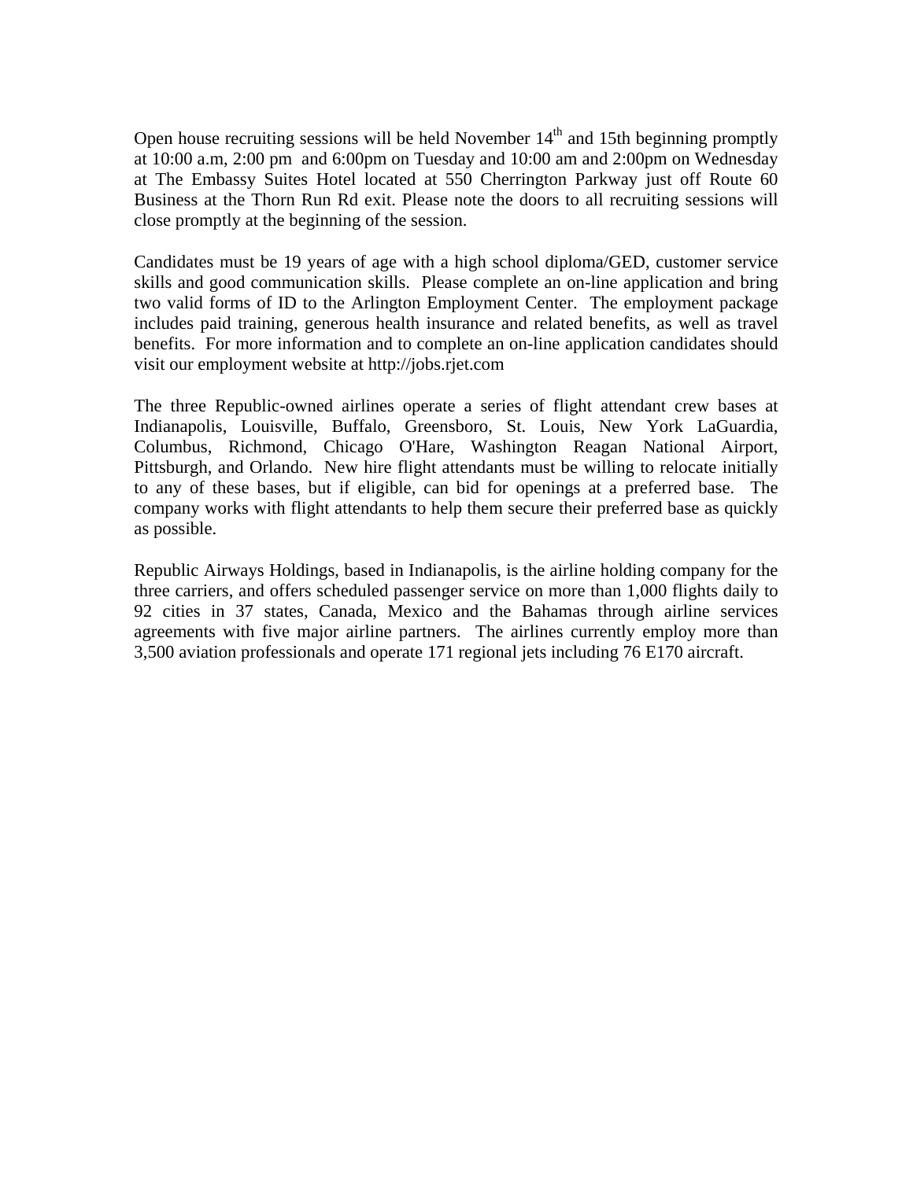Open house recruiting sessions will be held November 14th and 15th beginning promptly at 10:00 a.m, 2:00 pm and 6:00pm on Tuesday and 10:00 am and 2:00pm on Wednesday at The Embassy Suites Hotel located at 550 Cherrington Parkway just off Route 60 Business at the Thorn Run Rd exit. Please note the doors to all recruiting sessions will close promptly at the beginning of the session.

Candidates must be 19 years of age with a high school diploma/GED, customer service skills and good communication skills. Please complete an on-line application and bring two valid forms of ID to the Arlington Employment Center. The employment package includes paid training, generous health insurance and related benefits, as well as travel benefits. For more information and to complete an on-line application candidates should visit our employment website at http://jobs.rjet.com

The three Republic-owned airlines operate a series of flight attendant crew bases at Indianapolis, Louisville, Buffalo, Greensboro, St. Louis, New York LaGuardia, Columbus, Richmond, Chicago O'Hare, Washington Reagan National Airport, Pittsburgh, and Orlando. New hire flight attendants must be willing to relocate initially to any of these bases, but if eligible, can bid for openings at a preferred base. The company works with flight attendants to help them secure their preferred base as quickly as possible.

Republic Airways Holdings, based in Indianapolis, is the airline holding company for the three carriers, and offers scheduled passenger service on more than 1,000 flights daily to 92 cities in 37 states, Canada, Mexico and the Bahamas through airline services agreements with five major airline partners. The airlines currently employ more than 3,500 aviation professionals and operate 171 regional jets including 76 E170 aircraft.